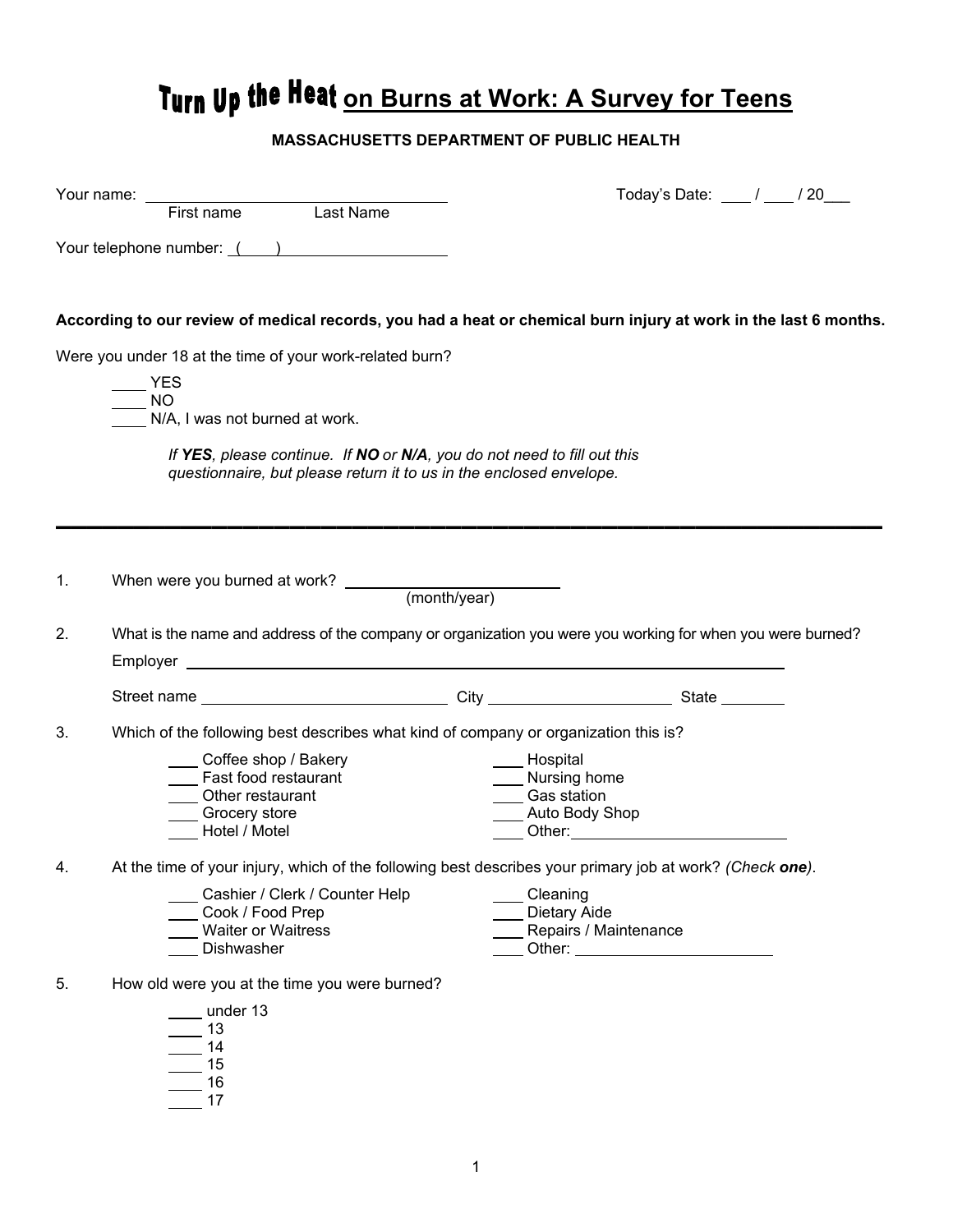# Turn Up the Heat on Burns at Work: A Survey for Teens

**MASSACHUSETTS DEPARTMENT OF PUBLIC HEALTH**

Your name: ________________________________________
First name Last Name

Today's Date: ___ / ___ / 20___

Your telephone number: (    ) ____________________

**According to our review of medical records, you had a heat or chemical burn injury at work in the last 6 months.**

Were you under 18 at the time of your work-related burn?

____ YES
____ NO
____ N/A, I was not burned at work.

*If **YES**, please continue. If **NO** or **N/A**, you do not need to fill out this questionnaire, but please return it to us in the enclosed envelope.*

---

1. When were you burned at work? ______________________
(month/year)

2. What is the name and address of the company or organization you were you working for when you were burned?

   Employer ____________________________________________________________

   Street name ___________________________ City ____________________ State _______

3. Which of the following best describes what kind of company or organization this is?

   ___ Coffee shop / Bakery
   ___ Fast food restaurant
   ___ Other restaurant
   ___ Grocery store
   ___ Hotel / Motel
   ___ Hospital
   ___ Nursing home
   ___ Gas station
   ___ Auto Body Shop
   ___ Other: ______________________

4. At the time of your injury, which of the following best describes your primary job at work? *(Check **one**)*.

   ___ Cashier / Clerk / Counter Help
   ___ Cook / Food Prep
   ___ Waiter or Waitress
   ___ Dishwasher
   ___ Cleaning
   ___ Dietary Aide
   ___ Repairs / Maintenance
   ___ Other: ______________________

5. How old were you at the time you were burned?

   ____ under 13
   ____ 13
   ____ 14
   ____ 15
   ____ 16
   ____ 17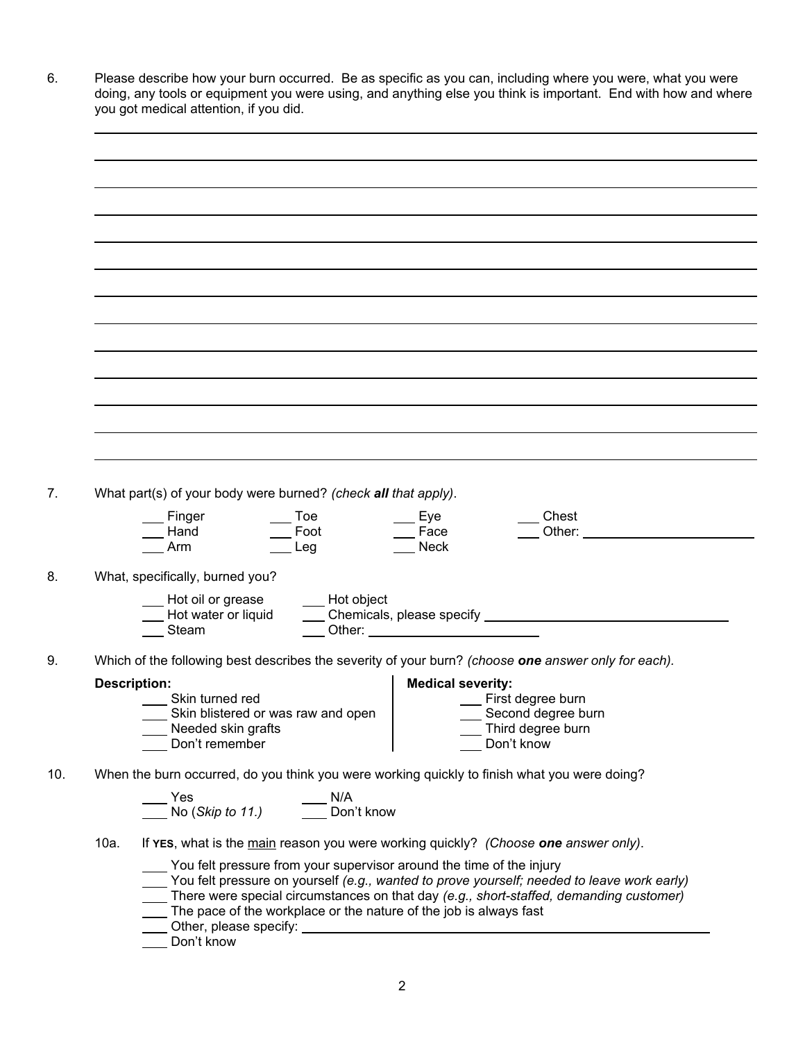6. Please describe how your burn occurred. Be as specific as you can, including where you were, what you were doing, any tools or equipment you were using, and anything else you think is important. End with how and where you got medical attention, if you did.

______________________________________________________________________

______________________________________________________________________

______________________________________________________________________

______________________________________________________________________

______________________________________________________________________

______________________________________________________________________

______________________________________________________________________

______________________________________________________________________

______________________________________________________________________

______________________________________________________________________

______________________________________________________________________

______________________________________________________________________

______________________________________________________________________

7. What part(s) of your body were burned? *(check **all** that apply)*.

| | | | |
|---|---|---|---|
| ___ Finger | ___ Toe | ___ Eye | ___ Chest |
| ___ Hand | ___ Foot | ___ Face | ___ Other: ______________ |
| ___ Arm | ___ Leg | ___ Neck | |

8. What, specifically, burned you?

| | |
|---|---|
| ___ Hot oil or grease | ___ Hot object |
| ___ Hot water or liquid | ___ Chemicals, please specify ______________ |
| ___ Steam | ___ Other: ______________ |

9. Which of the following best describes the severity of your burn? *(choose **one** answer only for each).*

| **Description:** | **Medical severity:** |
|---|---|
| ___ Skin turned red | ___ First degree burn |
| ___ Skin blistered or was raw and open | ___ Second degree burn |
| ___ Needed skin grafts | ___ Third degree burn |
| ___ Don't remember | ___ Don't know |

10. When the burn occurred, do you think you were working quickly to finish what you were doing?

| | |
|---|---|
| ___ Yes | ___ N/A |
| ___ No (*Skip to 11.)* | ___ Don't know |

10a. If **YES**, what is the <u>main</u> reason you were working quickly? *(Choose **one** answer only)*.

___ You felt pressure from your supervisor around the time of the injury
___ You felt pressure on yourself *(e.g., wanted to prove yourself; needed to leave work early)*
___ There were special circumstances on that day *(e.g., short-staffed, demanding customer)*
___ The pace of the workplace or the nature of the job is always fast
___ Other, please specify: ______________
___ Don't know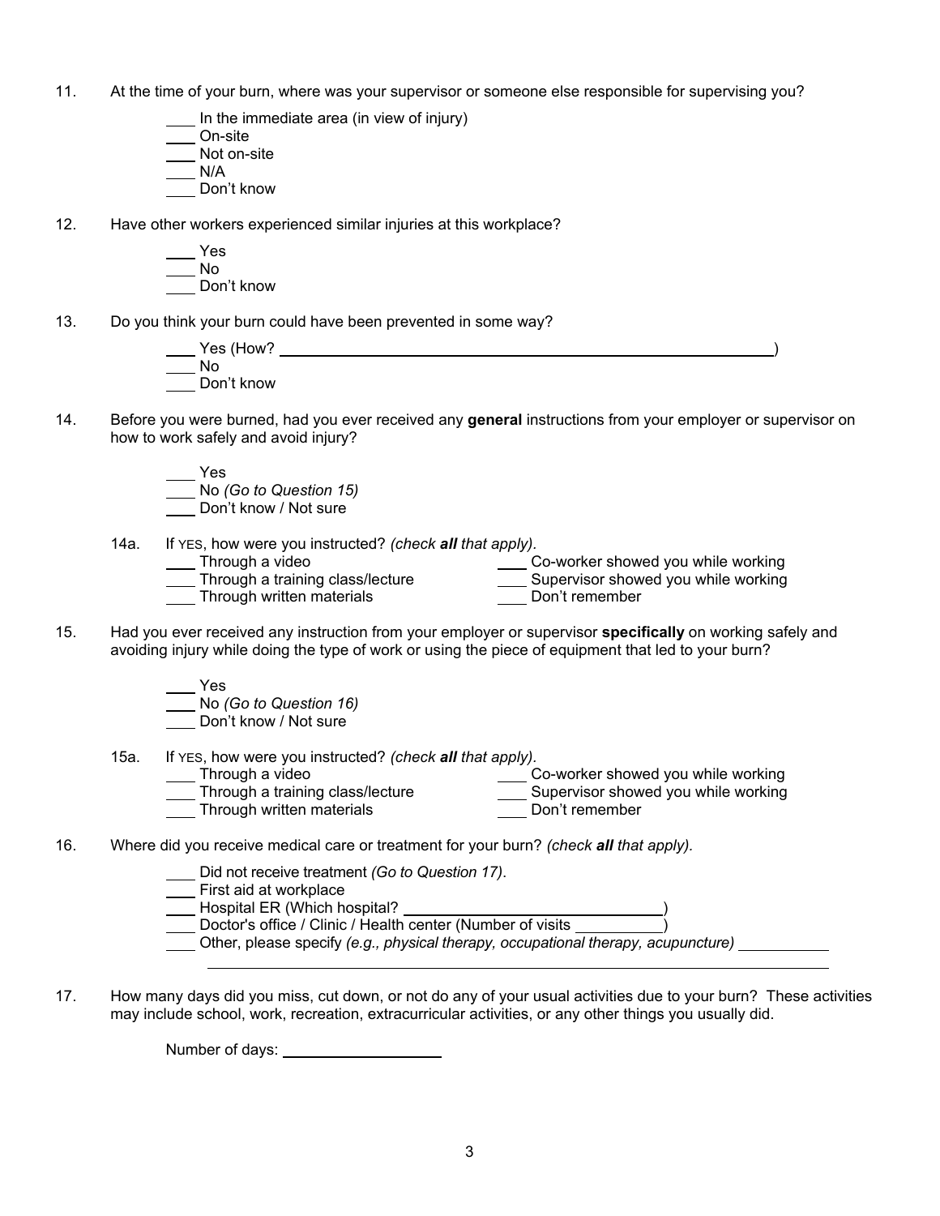11. At the time of your burn, where was your supervisor or someone else responsible for supervising you?

    ____ In the immediate area (in view of injury)
    ____ On-site
    ____ Not on-site
    ____ N/A
    ____ Don't know

12. Have other workers experienced similar injuries at this workplace?

    ____ Yes
    ____ No
    ____ Don't know

13. Do you think your burn could have been prevented in some way?

    ____ Yes (How? ________________________________________________)
    ____ No
    ____ Don't know

14. Before you were burned, had you ever received any **general** instructions from your employer or supervisor on how to work safely and avoid injury?

    ____ Yes
    ____ No *(Go to Question 15)*
    ____ Don't know / Not sure

    14a. If YES, how were you instructed? *(check **all** that apply).*

    ____ Through a video
    ____ Through a training class/lecture
    ____ Through written materials
    ____ Co-worker showed you while working
    ____ Supervisor showed you while working
    ____ Don't remember

15. Had you ever received any instruction from your employer or supervisor **specifically** on working safely and avoiding injury while doing the type of work or using the piece of equipment that led to your burn?

    ____ Yes
    ____ No *(Go to Question 16)*
    ____ Don't know / Not sure

    15a. If YES, how were you instructed? *(check **all** that apply).*

    ____ Through a video
    ____ Through a training class/lecture
    ____ Through written materials
    ____ Co-worker showed you while working
    ____ Supervisor showed you while working
    ____ Don't remember

16. Where did you receive medical care or treatment for your burn? *(check **all** that apply).*

    ____ Did not receive treatment *(Go to Question 17)*.
    ____ First aid at workplace
    ____ Hospital ER (Which hospital? ____________________________)
    ____ Doctor's office / Clinic / Health center (Number of visits __________)
    ____ Other, please specify *(e.g., physical therapy, occupational therapy, acupuncture)* ______________
    ________________________________________________________________

17. How many days did you miss, cut down, or not do any of your usual activities due to your burn? These activities may include school, work, recreation, extracurricular activities, or any other things you usually did.

    Number of days: __________________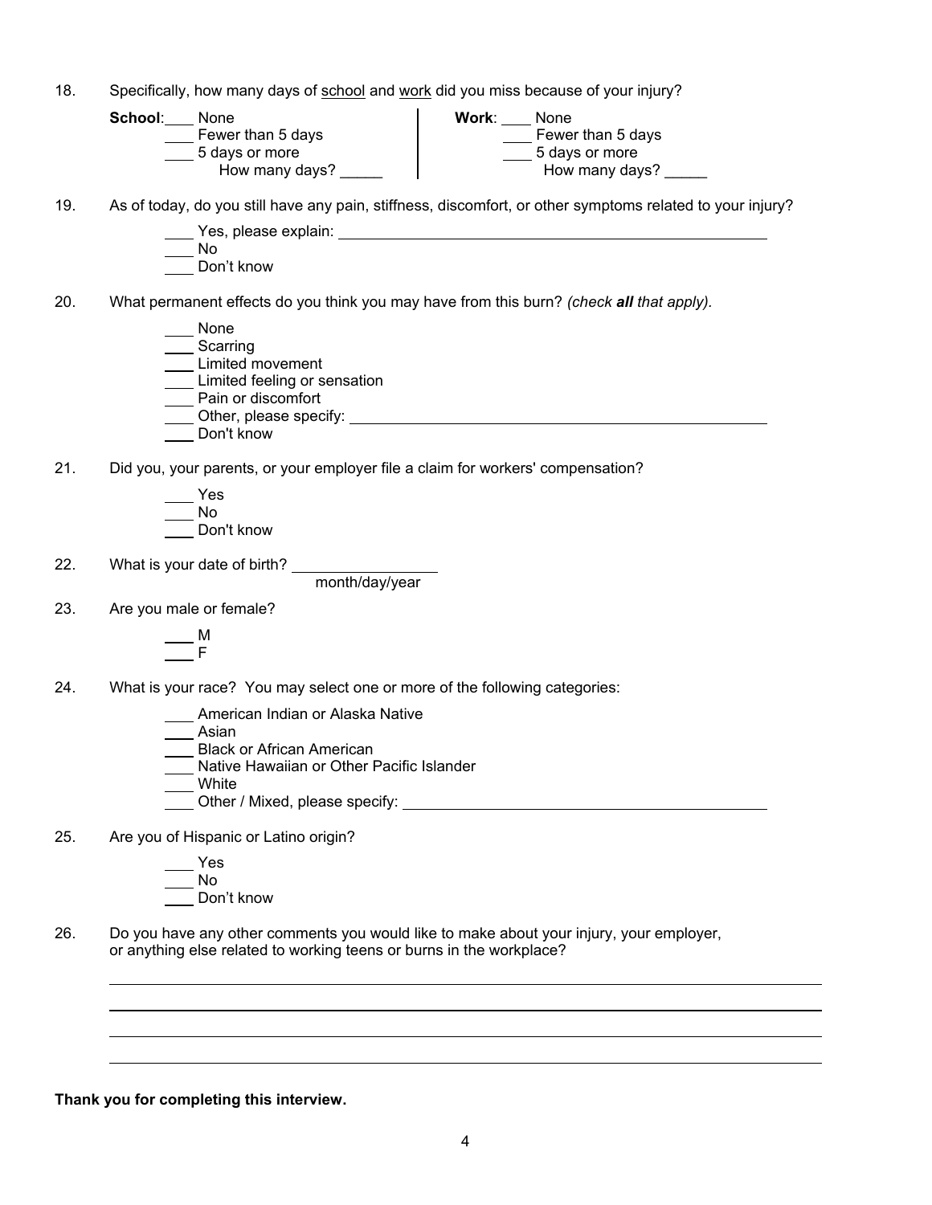18. Specifically, how many days of school and work did you miss because of your injury?

**School**: ____ None
____ Fewer than 5 days
____ 5 days or more
How many days? _____

**Work**: ____ None
____ Fewer than 5 days
____ 5 days or more
How many days? _____

19. As of today, do you still have any pain, stiffness, discomfort, or other symptoms related to your injury?

____ Yes, please explain: ______________________________
____ No
____ Don't know

20. What permanent effects do you think you may have from this burn? *(check **all** that apply).*

____ None
____ Scarring
____ Limited movement
____ Limited feeling or sensation
____ Pain or discomfort
____ Other, please specify: ______________________________
____ Don't know

21. Did you, your parents, or your employer file a claim for workers' compensation?

____ Yes
____ No
____ Don't know

22. What is your date of birth? ____________________
month/day/year

23. Are you male or female?

____ M
____ F

24. What is your race? You may select one or more of the following categories:

____ American Indian or Alaska Native
____ Asian
____ Black or African American
____ Native Hawaiian or Other Pacific Islander
____ White
____ Other / Mixed, please specify: ______________________________

25. Are you of Hispanic or Latino origin?

____ Yes
____ No
____ Don't know

26. Do you have any other comments you would like to make about your injury, your employer, or anything else related to working teens or burns in the workplace?

______________________________________________________________________
______________________________________________________________________
______________________________________________________________________
______________________________________________________________________

**Thank you for completing this interview.**